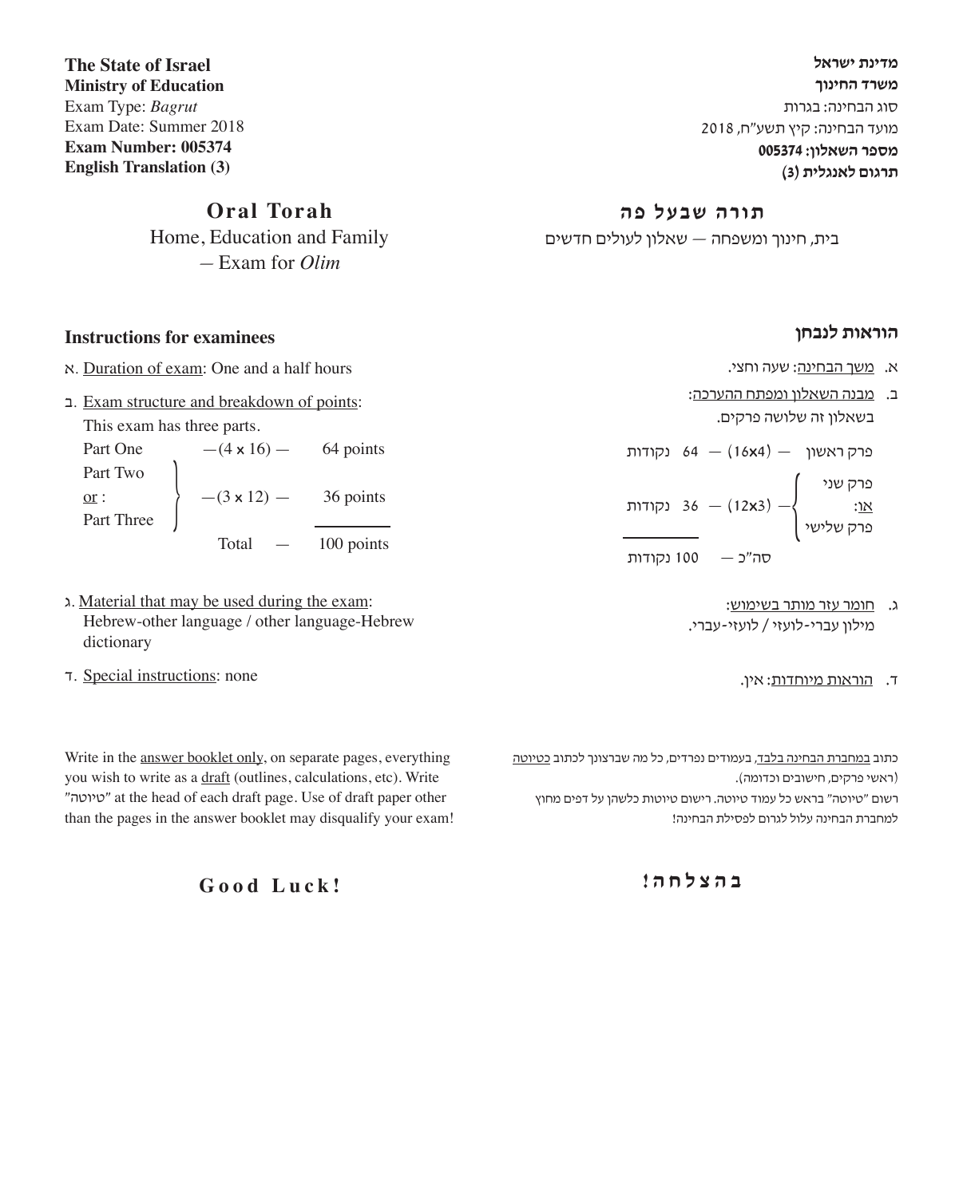**מדינת ישראל**
**משרד החינוך**
סוג הבחינה: בגרות
מועד הבחינה: קיץ תשע"ח, 2018
**מספר השאלון: 005374**
**תרגום לאנגלית (3)**

**The State of Israel**
**Ministry of Education**
Exam Type: *Bagrut*
Exam Date: Summer 2018
**Exam Number: 005374**
**English Translation (3)**

# תורה שבעל פה

בית, חינוך ומשפחה — שאלון לעולים חדשים

# Oral Torah

Home, Education and Family
– Exam for *Olim*

## הוראות לנבחן

א. משך הבחינה: שעה וחצי.

ב. מבנה השאלון ומפתח ההערכה:
בשאלון זה שלושה פרקים.

| | | |
|---|---|---|
| פרק ראשון | — (16x4) — | 64 נקודות |
| פרק שני או: פרק שלישי | — (12x3) — | 36 נקודות |
| סה"כ | — | 100 נקודות |

ג. חומר עזר מותר בשימוש:
מילון עברי-לועזי / לועזי-עברי.

ד. הוראות מיוחדות: אין.

כתוב במחברת הבחינה בלבד, בעמודים נפרדים, כל מה שברצונך לכתוב כטיוטה (ראשי פרקים, חישובים וכדומה).
רשום "טיוטה" בראש כל עמוד טיוטה. רישום טיוטות כלשהן על דפים מחוץ למחברת הבחינה עלול לגרום לפסילת הבחינה!

## Instructions for examinees

א. Duration of exam: One and a half hours

ב. Exam structure and breakdown of points:
This exam has three parts.

| | | |
|---|---|---|
| Part One | —(4 x 16) — | 64 points |
| Part Two or: Part Three | —(3 x 12) — | 36 points |
| Total | — | 100 points |

ג. Material that may be used during the exam:
Hebrew-other language / other language-Hebrew dictionary

ד. Special instructions: none

Write in the answer booklet only, on separate pages, everything you wish to write as a draft (outlines, calculations, etc). Write "טיוטה" at the head of each draft page. Use of draft paper other than the pages in the answer booklet may disqualify your exam!

**בהצלחה!**

**Good Luck!**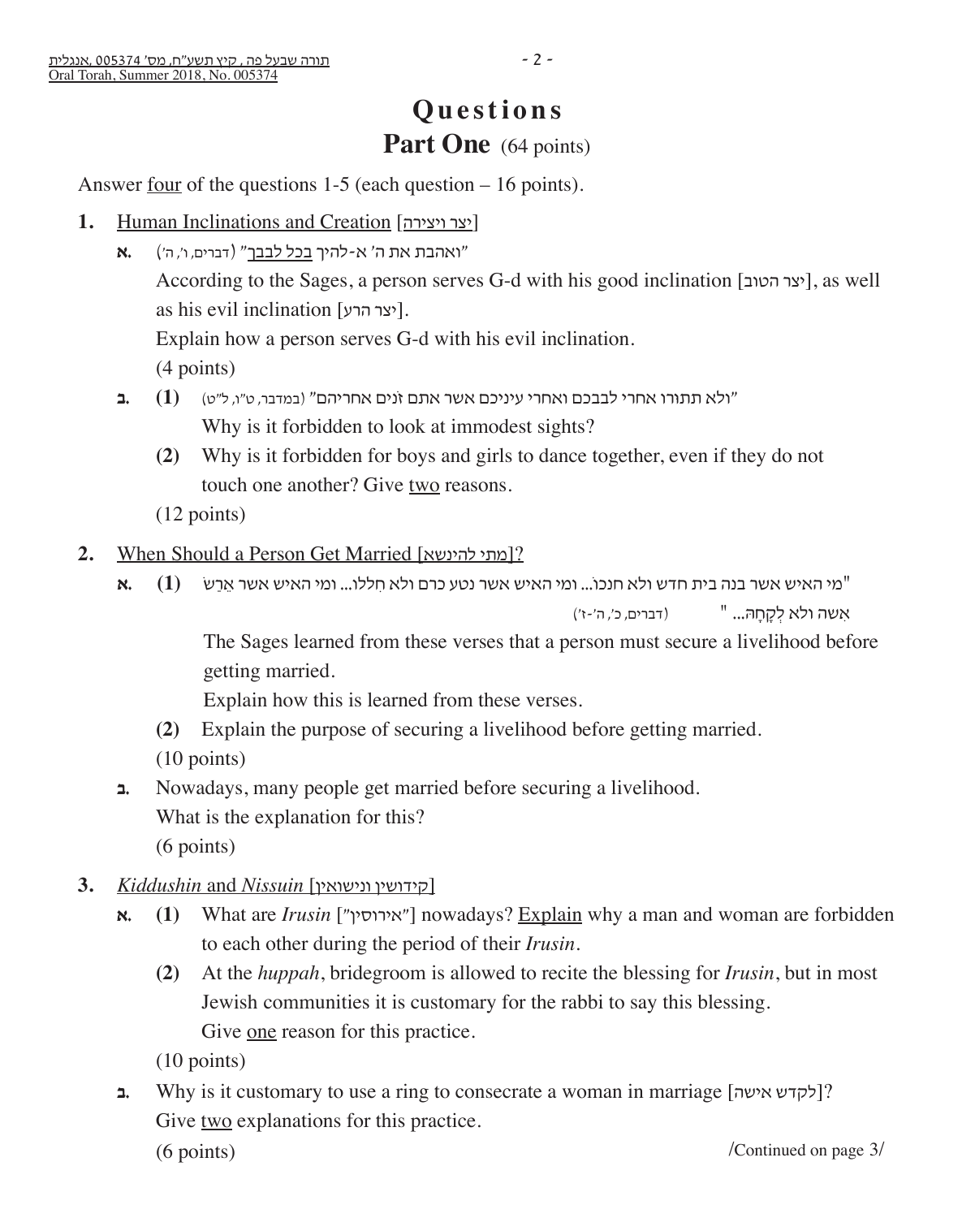# Questions

## Part One (64 points)

Answer four of the questions 1-5 (each question – 16 points).

**1.** Human Inclinations and Creation [יצר ויצירה]

**א.** "ואהבת את ה' א-להיך בכל לבבך" (דברים, ו', ה')

According to the Sages, a person serves G-d with his good inclination [יצר הטוב], as well as his evil inclination [יצר הרע].

Explain how a person serves G-d with his evil inclination.

(4 points)

**ב.** **(1)** "ולא תתורו אחרי לבבכם ואחרי עיניכם אשר אתם זנים אחריהם" (במדבר, ט"ו, ל"ט)

Why is it forbidden to look at immodest sights?

**(2)** Why is it forbidden for boys and girls to dance together, even if they do not touch one another? Give two reasons.

(12 points)

**2.** When Should a Person Get Married [מתי להינשא]?

**א.** **(1)** "מי האיש אשר בנה בית חדש ולא חנכוֹ... ומי האיש אשר נטע כרם ולא חִללו... ומי האיש אשר אֵרַשׂ אִשה ולא לְקָחָהּ... " (דברים, כ', ה'-ז')

The Sages learned from these verses that a person must secure a livelihood before getting married.

Explain how this is learned from these verses.

**(2)** Explain the purpose of securing a livelihood before getting married.

(10 points)

**ב.** Nowadays, many people get married before securing a livelihood.

What is the explanation for this?

(6 points)

**3.** *Kiddushin* and *Nissuin* [קידושין ונישואין]

**א.** **(1)** What are *Irusin* ["אירוסין"] nowadays? Explain why a man and woman are forbidden to each other during the period of their *Irusin*.

**(2)** At the *huppah*, bridegroom is allowed to recite the blessing for *Irusin*, but in most Jewish communities it is customary for the rabbi to say this blessing.

Give one reason for this practice.

(10 points)

**ב.** Why is it customary to use a ring to consecrate a woman in marriage [לקדש אישה]?

Give two explanations for this practice.

(6 points)

/Continued on page 3/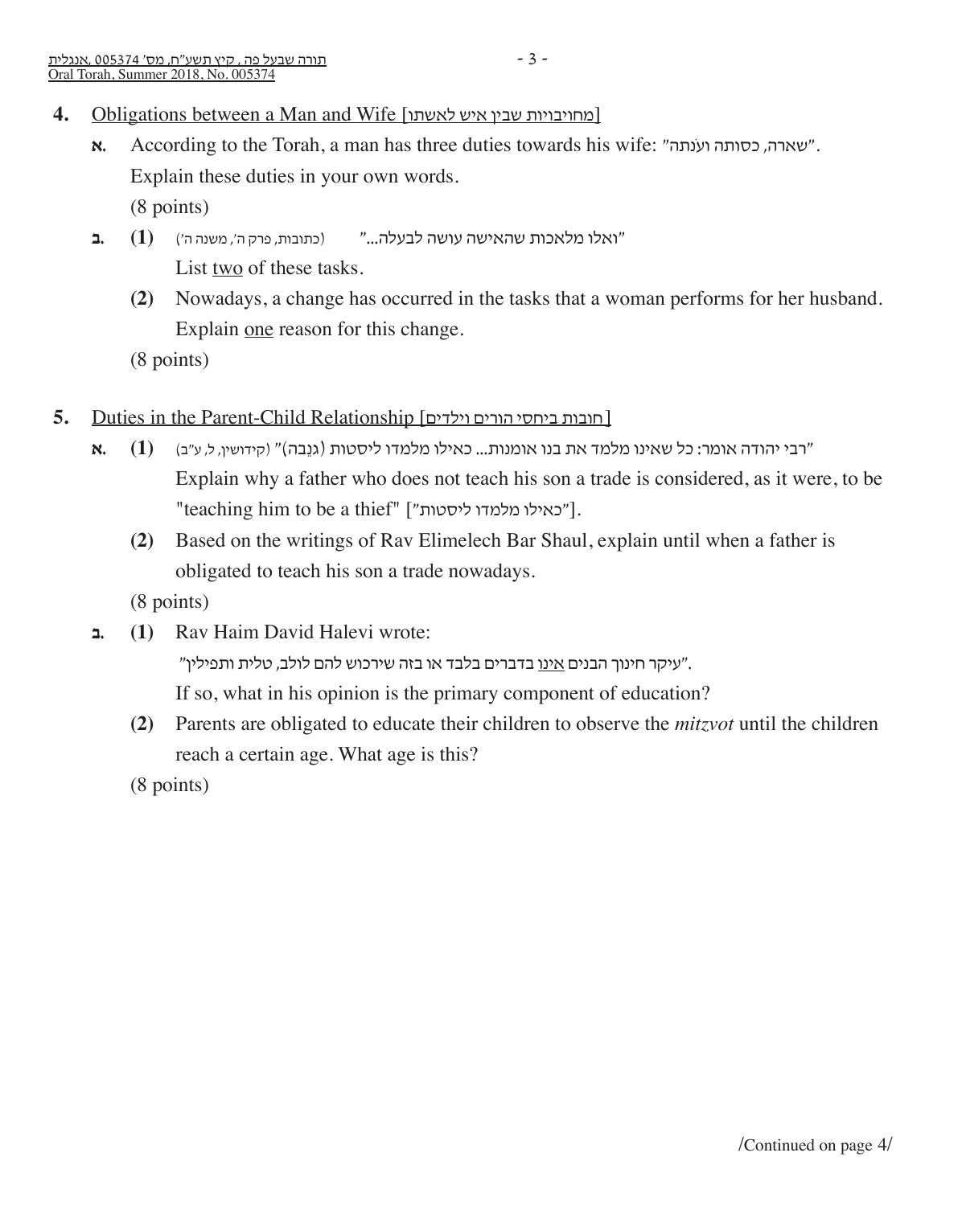**4.** Obligations between a Man and Wife [מחויבויות שבין איש לאשתו]

**א.** According to the Torah, a man has three duties towards his wife: "שארה, כסותה ועֹנתה".
Explain these duties in your own words.
(8 points)

**ב.** **(1)** "ואלו מלאכות שהאישה עושה לבעלה..." (כתובות, פרק ה', משנה ה')
List two of these tasks.

**(2)** Nowadays, a change has occurred in the tasks that a woman performs for her husband. Explain one reason for this change.

(8 points)

**5.** Duties in the Parent-Child Relationship [חובות ביחסי הורים וילדים]

**א.** **(1)** "רבי יהודה אומר: כל שאינו מלמד את בנו אומנות... כאילו מלמדו ליסטות (גנֵבה)" (קידושין, ל, ע"ב)
Explain why a father who does not teach his son a trade is considered, as it were, to be "teaching him to be a thief" ["כאילו מלמדו ליסטות"].

**(2)** Based on the writings of Rav Elimelech Bar Shaul, explain until when a father is obligated to teach his son a trade nowadays.

(8 points)

**ב.** **(1)** Rav Haim David Halevi wrote:
"עיקר חינוך הבנים אינו בדברים בלבד או בזה שירכוש להם לולב, טלית ותפילין".
If so, what in his opinion is the primary component of education?

**(2)** Parents are obligated to educate their children to observe the *mitzvot* until the children reach a certain age. What age is this?

(8 points)

/Continued on page 4/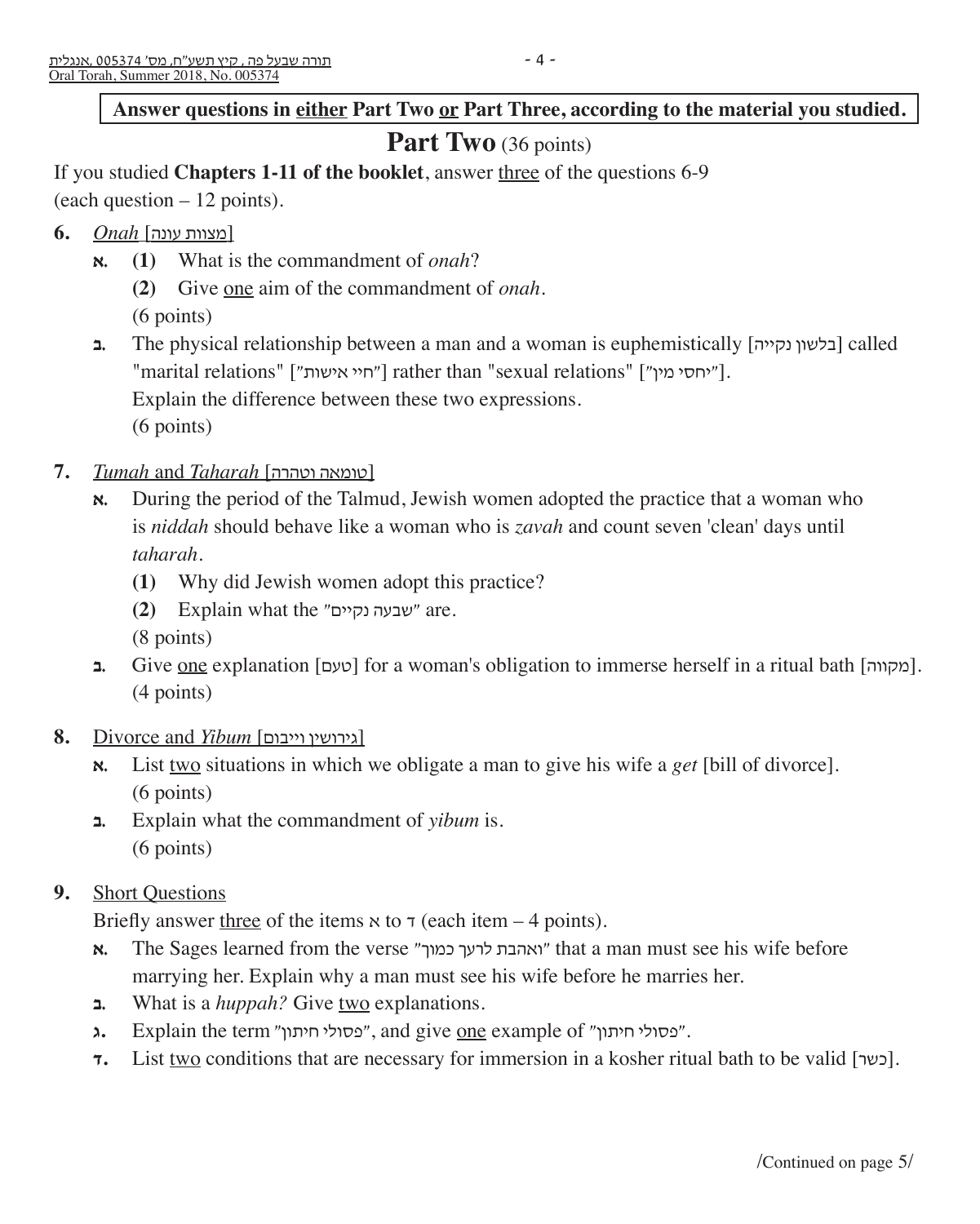**Answer questions in <u>either</u> Part Two <u>or</u> Part Three, according to the material you studied.**

# Part Two (36 points)

If you studied **Chapters 1-11 of the booklet**, answer <u>three</u> of the questions 6-9 (each question – 12 points).

**6.** <u>*Onah* [מצוות עונה]</u>

**א.** **(1)** What is the commandment of *onah*?

**(2)** Give <u>one</u> aim of the commandment of *onah*.

(6 points)

**ב.** The physical relationship between a man and a woman is euphemistically [בלשון נקייה] called "marital relations" ["חיי אישות"] rather than "sexual relations" ["יחסי מין"].
Explain the difference between these two expressions.
(6 points)

**7.** <u>*Tumah* and *Taharah* [טומאה וטהרה]</u>

**א.** During the period of the Talmud, Jewish women adopted the practice that a woman who is *niddah* should behave like a woman who is *zavah* and count seven 'clean' days until *taharah*.

**(1)** Why did Jewish women adopt this practice?

**(2)** Explain what the "שבעה נקיים" are.

(8 points)

**ב.** Give <u>one</u> explanation [טעם] for a woman's obligation to immerse herself in a ritual bath [מקווה].
(4 points)

**8.** <u>Divorce and *Yibum* [גירושין וייבום]</u>

**א.** List <u>two</u> situations in which we obligate a man to give his wife a *get* [bill of divorce].
(6 points)

**ב.** Explain what the commandment of *yibum* is.
(6 points)

**9.** <u>Short Questions</u>

Briefly answer <u>three</u> of the items א to ד (each item – 4 points).

**א.** The Sages learned from the verse "ואהבת לרעך כמוך" that a man must see his wife before marrying her. Explain why a man must see his wife before he marries her.

**ב.** What is a *huppah?* Give <u>two</u> explanations.

**ג.** Explain the term "פסולי חיתון", and give <u>one</u> example of "פסולי חיתון".

**ד.** List <u>two</u> conditions that are necessary for immersion in a kosher ritual bath to be valid [כשר].

/Continued on page 5/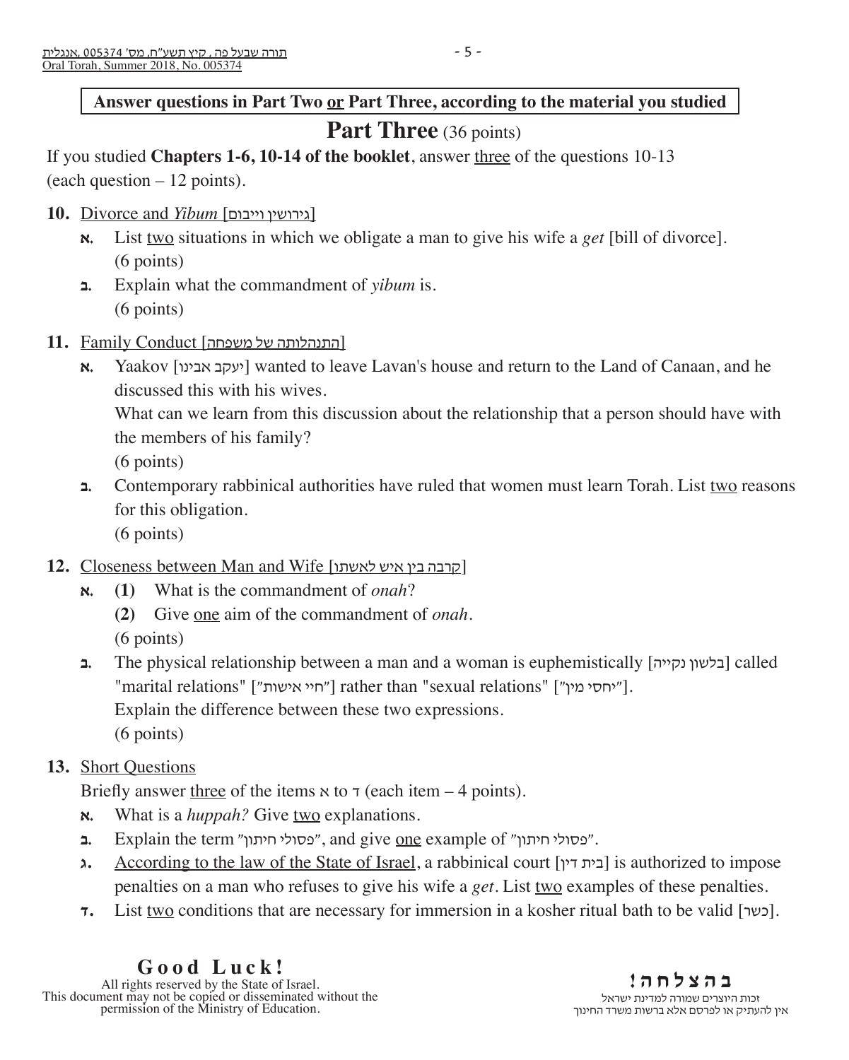**Answer questions in Part Two or Part Three, according to the material you studied**

## Part Three (36 points)

If you studied **Chapters 1-6, 10-14 of the booklet**, answer three of the questions 10-13 (each question – 12 points).

**10.** Divorce and *Yibum* [גירושין וייבום]

**א.** List two situations in which we obligate a man to give his wife a *get* [bill of divorce]. (6 points)

**ב.** Explain what the commandment of *yibum* is. (6 points)

**11.** Family Conduct [התנהלותה של משפחה]

**א.** Yaakov [יעקב אבינו] wanted to leave Lavan's house and return to the Land of Canaan, and he discussed this with his wives.
What can we learn from this discussion about the relationship that a person should have with the members of his family?
(6 points)

**ב.** Contemporary rabbinical authorities have ruled that women must learn Torah. List two reasons for this obligation.
(6 points)

**12.** Closeness between Man and Wife [קרבה בין איש לאשתו]

**א.** **(1)** What is the commandment of *onah*?
**(2)** Give one aim of the commandment of *onah*.
(6 points)

**ב.** The physical relationship between a man and a woman is euphemistically [בלשון נקייה] called "marital relations" ["חיי אישות"] rather than "sexual relations" ["יחסי מין"].
Explain the difference between these two expressions.
(6 points)

**13.** Short Questions

Briefly answer three of the items א to ד (each item – 4 points).

**א.** What is a *huppah?* Give two explanations.

**ב.** Explain the term "פסולי חיתון", and give one example of "פסולי חיתון".

**ג.** According to the law of the State of Israel, a rabbinical court [בית דין] is authorized to impose penalties on a man who refuses to give his wife a *get*. List two examples of these penalties.

**ד.** List two conditions that are necessary for immersion in a kosher ritual bath to be valid [כשר].

**Good Luck!**

All rights reserved by the State of Israel.
This document may not be copied or disseminated without the permission of the Ministry of Education.

**בהצלחה!**

זכות היוצרים שמורה למדינת ישראל
אין להעתיק או לפרסם אלא ברשות משרד החינוך